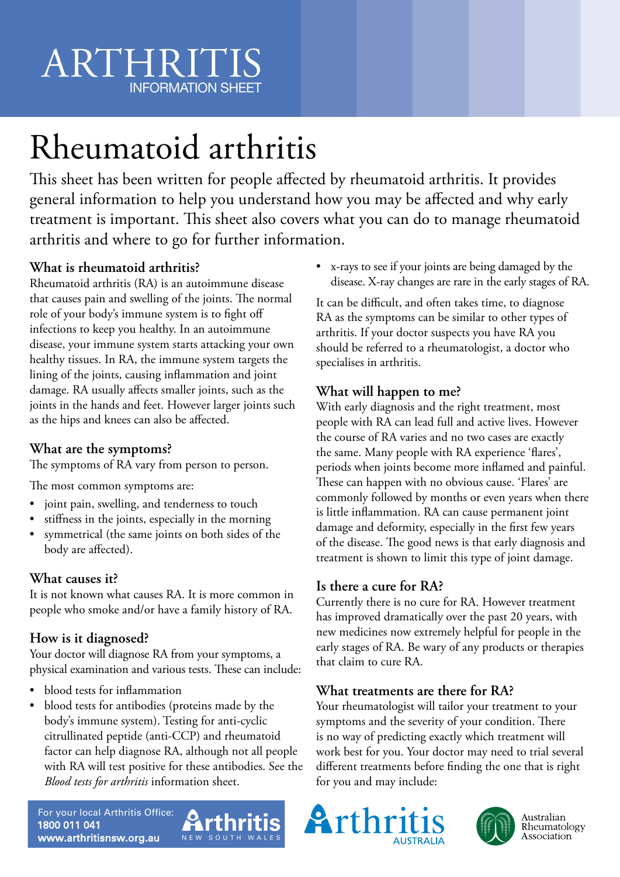# ARTHRITIS
INFORMATION SHEET

# Rheumatoid arthritis

This sheet has been written for people affected by rheumatoid arthritis. It provides general information to help you understand how you may be affected and why early treatment is important. This sheet also covers what you can do to manage rheumatoid arthritis and where to go for further information.

## What is rheumatoid arthritis?

Rheumatoid arthritis (RA) is an autoimmune disease that causes pain and swelling of the joints. The normal role of your body's immune system is to fight off infections to keep you healthy. In an autoimmune disease, your immune system starts attacking your own healthy tissues. In RA, the immune system targets the lining of the joints, causing inflammation and joint damage. RA usually affects smaller joints, such as the joints in the hands and feet. However larger joints such as the hips and knees can also be affected.

## What are the symptoms?

The symptoms of RA vary from person to person.

The most common symptoms are:

- joint pain, swelling, and tenderness to touch
- stiffness in the joints, especially in the morning
- symmetrical (the same joints on both sides of the body are affected).

## What causes it?

It is not known what causes RA. It is more common in people who smoke and/or have a family history of RA.

## How is it diagnosed?

Your doctor will diagnose RA from your symptoms, a physical examination and various tests. These can include:

- blood tests for inflammation
- blood tests for antibodies (proteins made by the body's immune system). Testing for anti-cyclic citrullinated peptide (anti-CCP) and rheumatoid factor can help diagnose RA, although not all people with RA will test positive for these antibodies. See the *Blood tests for arthritis* information sheet.
- x-rays to see if your joints are being damaged by the disease. X-ray changes are rare in the early stages of RA.

It can be difficult, and often takes time, to diagnose RA as the symptoms can be similar to other types of arthritis. If your doctor suspects you have RA you should be referred to a rheumatologist, a doctor who specialises in arthritis.

## What will happen to me?

With early diagnosis and the right treatment, most people with RA can lead full and active lives. However the course of RA varies and no two cases are exactly the same. Many people with RA experience 'flares', periods when joints become more inflamed and painful. These can happen with no obvious cause. 'Flares' are commonly followed by months or even years when there is little inflammation. RA can cause permanent joint damage and deformity, especially in the first few years of the disease. The good news is that early diagnosis and treatment is shown to limit this type of joint damage.

## Is there a cure for RA?

Currently there is no cure for RA. However treatment has improved dramatically over the past 20 years, with new medicines now extremely helpful for people in the early stages of RA. Be wary of any products or therapies that claim to cure RA.

## What treatments are there for RA?

Your rheumatologist will tailor your treatment to your symptoms and the severity of your condition. There is no way of predicting exactly which treatment will work best for you. Your doctor may need to trial several different treatments before finding the one that is right for you and may include:

For your local Arthritis Office:
**1800 011 041**
**www.arthritisnsw.org.au**

Arthritis NEW SOUTH WALES

Arthritis AUSTRALIA

Australian Rheumatology Association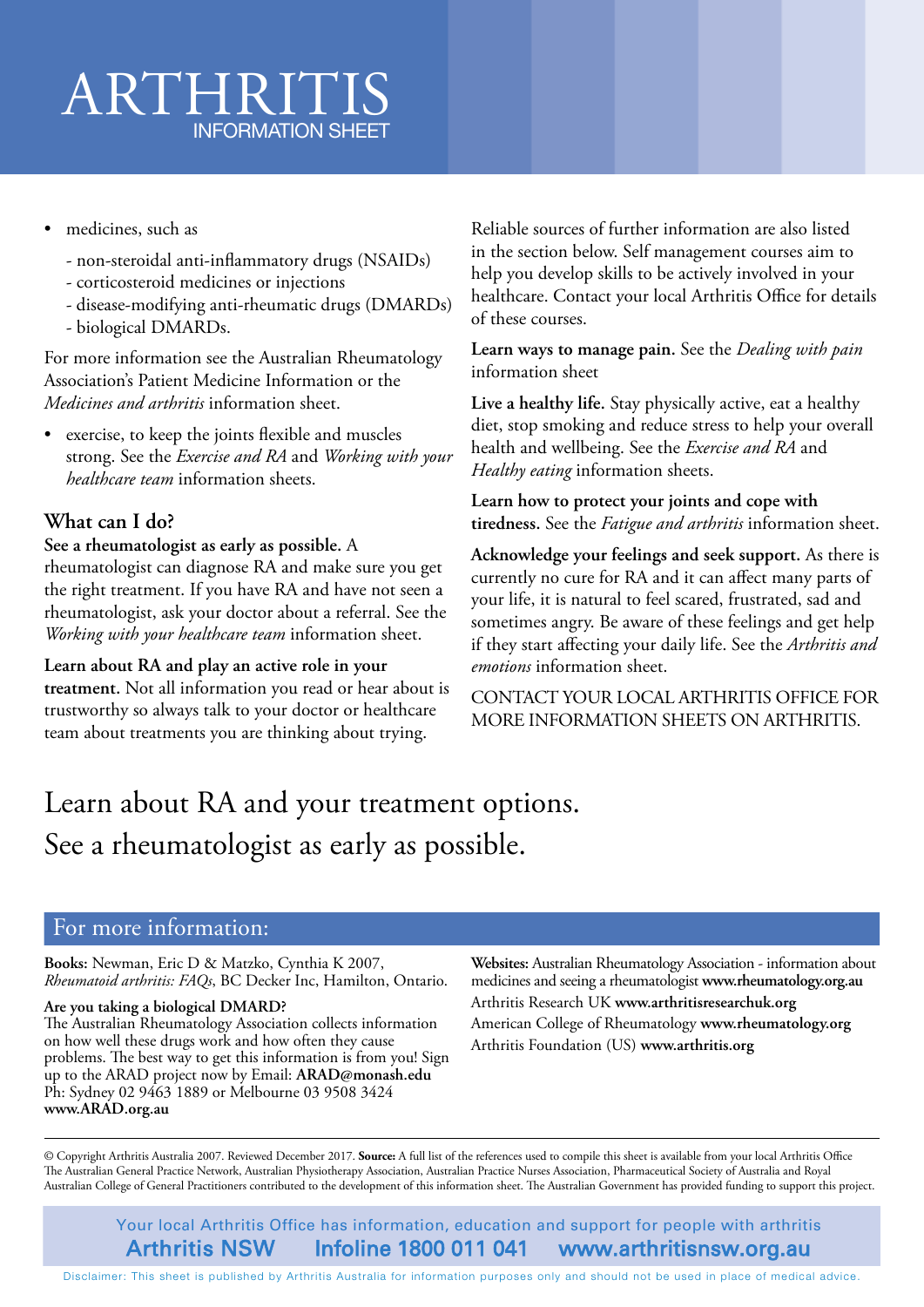- medicines, such as
  - non-steroidal anti-inflammatory drugs (NSAIDs)
  - corticosteroid medicines or injections
  - disease-modifying anti-rheumatic drugs (DMARDs)
  - biological DMARDs.

For more information see the Australian Rheumatology Association's Patient Medicine Information or the *Medicines and arthritis* information sheet.

- exercise, to keep the joints flexible and muscles strong. See the *Exercise and RA* and *Working with your healthcare team* information sheets.

## What can I do?

**See a rheumatologist as early as possible.** A rheumatologist can diagnose RA and make sure you get the right treatment. If you have RA and have not seen a rheumatologist, ask your doctor about a referral. See the *Working with your healthcare team* information sheet.

**Learn about RA and play an active role in your treatment.** Not all information you read or hear about is trustworthy so always talk to your doctor or healthcare team about treatments you are thinking about trying. Reliable sources of further information are also listed in the section below. Self management courses aim to help you develop skills to be actively involved in your healthcare. Contact your local Arthritis Office for details of these courses.

**Learn ways to manage pain.** See the *Dealing with pain* information sheet

**Live a healthy life.** Stay physically active, eat a healthy diet, stop smoking and reduce stress to help your overall health and wellbeing. See the *Exercise and RA* and *Healthy eating* information sheets.

**Learn how to protect your joints and cope with tiredness.** See the *Fatigue and arthritis* information sheet.

**Acknowledge your feelings and seek support.** As there is currently no cure for RA and it can affect many parts of your life, it is natural to feel scared, frustrated, sad and sometimes angry. Be aware of these feelings and get help if they start affecting your daily life. See the *Arthritis and emotions* information sheet.

CONTACT YOUR LOCAL ARTHRITIS OFFICE FOR MORE INFORMATION SHEETS ON ARTHRITIS.

Learn about RA and your treatment options.
See a rheumatologist as early as possible.

## For more information:

**Books:** Newman, Eric D & Matzko, Cynthia K 2007, *Rheumatoid arthritis: FAQs*, BC Decker Inc, Hamilton, Ontario.

**Are you taking a biological DMARD?**
The Australian Rheumatology Association collects information on how well these drugs work and how often they cause problems. The best way to get this information is from you! Sign up to the ARAD project now by Email: **ARAD@monash.edu**
Ph: Sydney 02 9463 1889 or Melbourne 03 9508 3424
**www.ARAD.org.au**

**Websites:** Australian Rheumatology Association - information about medicines and seeing a rheumatologist **www.rheumatology.org.au**
Arthritis Research UK **www.arthritisresearchuk.org**
American College of Rheumatology **www.rheumatology.org**
Arthritis Foundation (US) **www.arthritis.org**

© Copyright Arthritis Australia 2007. Reviewed December 2017. **Source:** A full list of the references used to compile this sheet is available from your local Arthritis Office
The Australian General Practice Network, Australian Physiotherapy Association, Australian Practice Nurses Association, Pharmaceutical Society of Australia and Royal Australian College of General Practitioners contributed to the development of this information sheet. The Australian Government has provided funding to support this project.

Your local Arthritis Office has information, education and support for people with arthritis
**Arthritis NSW Infoline 1800 011 041 www.arthritisnsw.org.au**

Disclaimer: This sheet is published by Arthritis Australia for information purposes only and should not be used in place of medical advice.